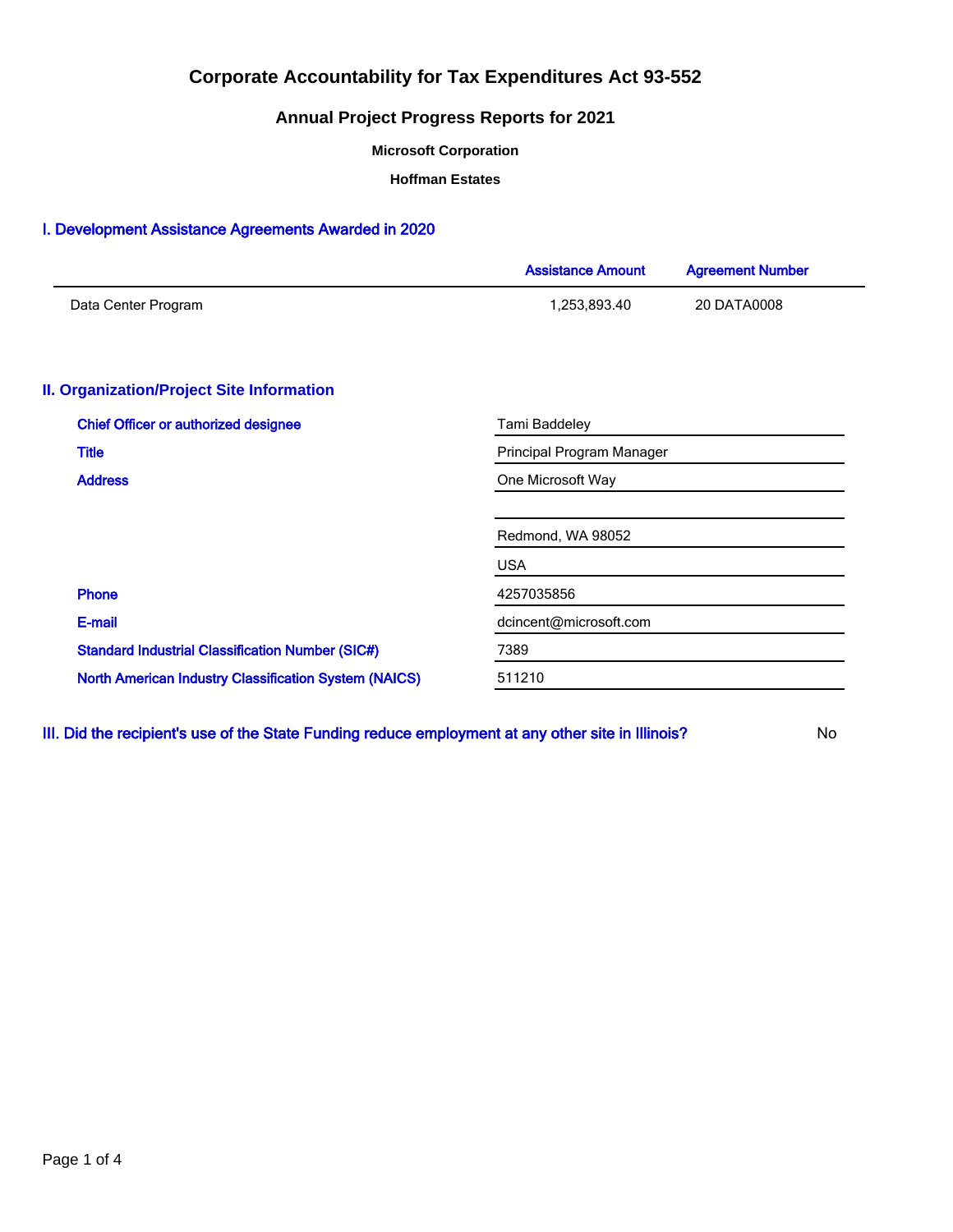# Corporate Accountability for Tax Expenditures Act 93-552

## Annual Project Progress Reports for 2021

**Microsoft Corporation**

**Hoffman Estates**

### I. Development Assistance Agreements Awarded in 2020

| | Assistance Amount | Agreement Number |
|---|---|---|
| Data Center Program | 1,253,893.40 | 20 DATA0008 |

### II. Organization/Project Site Information

| | |
|---|---|
| Chief Officer or authorized designee | Tami Baddeley |
| Title | Principal Program Manager |
| Address | One Microsoft Way |
| | |
| | Redmond, WA 98052 |
| | USA |
| Phone | 4257035856 |
| E-mail | dcincent@microsoft.com |
| Standard Industrial Classification Number (SIC#) | 7389 |
| North American Industry Classification System (NAICS) | 511210 |

### III. Did the recipient's use of the State Funding reduce employment at any other site in Illinois?

No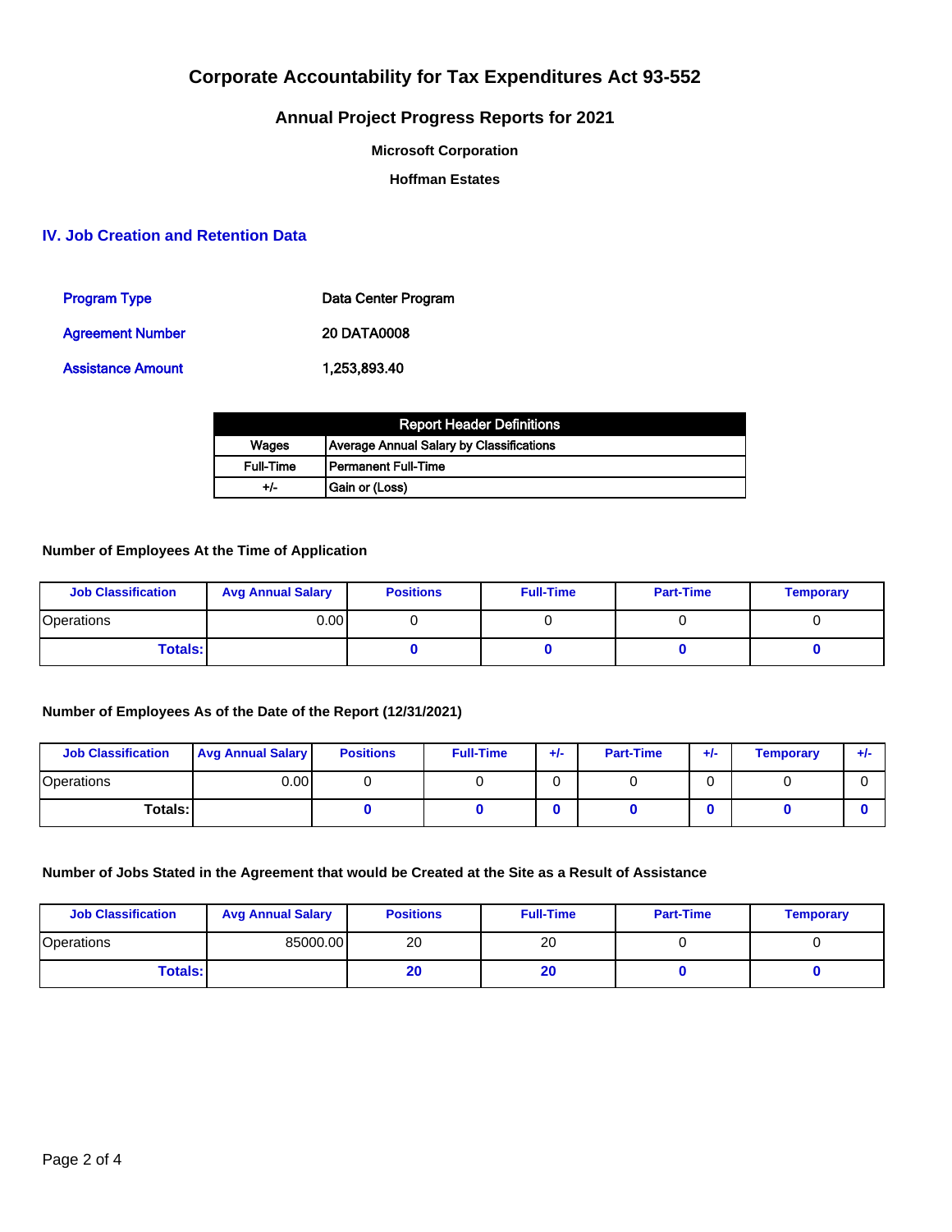# Corporate Accountability for Tax Expenditures Act 93-552

## Annual Project Progress Reports for 2021

**Microsoft Corporation**

**Hoffman Estates**

### IV. Job Creation and Retention Data

| | |
|---|---|
| Program Type | Data Center Program |
| Agreement Number | 20 DATA0008 |
| Assistance Amount | 1,253,893.40 |

| Report Header Definitions | |
|---|---|
| Wages | Average Annual Salary by Classifications |
| Full-Time | Permanent Full-Time |
| +/- | Gain or (Loss) |

**Number of Employees At the Time of Application**

| Job Classification | Avg Annual Salary | Positions | Full-Time | Part-Time | Temporary |
|---|---|---|---|---|---|
| Operations | 0.00 | 0 | 0 | 0 | 0 |
| **Totals:** | | **0** | **0** | **0** | **0** |

**Number of Employees As of the Date of the Report (12/31/2021)**

| Job Classification | Avg Annual Salary | Positions | Full-Time | +/- | Part-Time | +/- | Temporary | +/- |
|---|---|---|---|---|---|---|---|---|
| Operations | 0.00 | 0 | 0 | 0 | 0 | 0 | 0 | 0 |
| **Totals:** | | **0** | **0** | **0** | **0** | **0** | **0** | **0** |

**Number of Jobs Stated in the Agreement that would be Created at the Site as a Result of Assistance**

| Job Classification | Avg Annual Salary | Positions | Full-Time | Part-Time | Temporary |
|---|---|---|---|---|---|
| Operations | 85000.00 | 20 | 20 | 0 | 0 |
| **Totals:** | | **20** | **20** | **0** | **0** |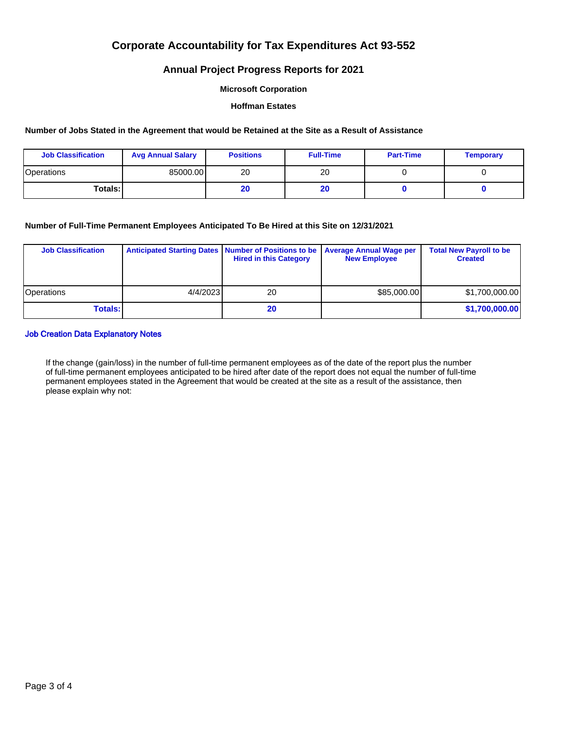# Corporate Accountability for Tax Expenditures Act 93-552

## Annual Project Progress Reports for 2021

### Microsoft Corporation

### Hoffman Estates

**Number of Jobs Stated in the Agreement that would be Retained at the Site as a Result of Assistance**

| Job Classification | Avg Annual Salary | Positions | Full-Time | Part-Time | Temporary |
|---|---|---|---|---|---|
| Operations | 85000.00 | 20 | 20 | 0 | 0 |
| **Totals:** | | **20** | **20** | **0** | **0** |

**Number of Full-Time Permanent Employees Anticipated To Be Hired at this Site on 12/31/2021**

| Job Classification | Anticipated Starting Dates | Number of Positions to be Hired in this Category | Average Annual Wage per New Employee | Total New Payroll to be Created |
|---|---|---|---|---|
| Operations | 4/4/2023 | 20 | $85,000.00 | $1,700,000.00 |
| **Totals:** | | **20** | | **$1,700,000.00** |

**Job Creation Data Explanatory Notes**

If the change (gain/loss) in the number of full-time permanent employees as of the date of the report plus the number of full-time permanent employees anticipated to be hired after date of the report does not equal the number of full-time permanent employees stated in the Agreement that would be created at the site as a result of the assistance, then please explain why not: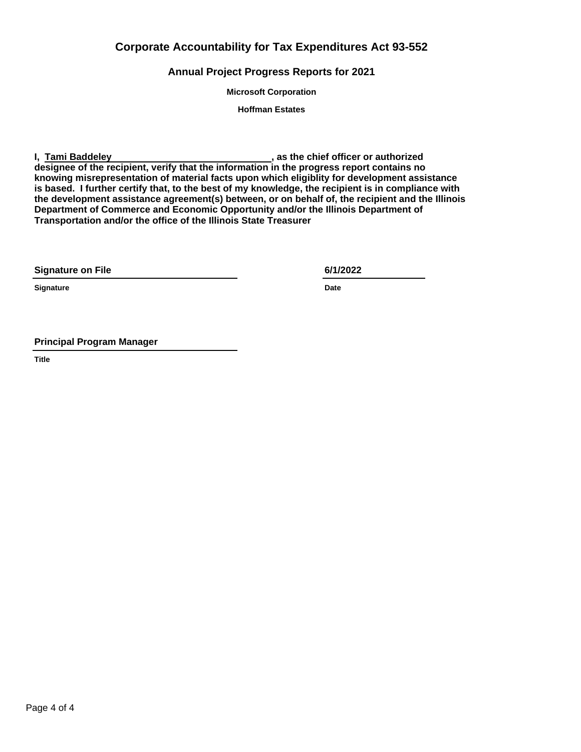# Corporate Accountability for Tax Expenditures Act 93-552

## Annual Project Progress Reports for 2021

**Microsoft Corporation**

**Hoffman Estates**

**I, Tami Baddeley, as the chief officer or authorized designee of the recipient, verify that the information in the progress report contains no knowing misrepresentation of material facts upon which eligiblity for development assistance is based. I further certify that, to the best of my knowledge, the recipient is in compliance with the development assistance agreement(s) between, or on behalf of, the recipient and the Illinois Department of Commerce and Economic Opportunity and/or the Illinois Department of Transportation and/or the office of the Illinois State Treasurer**

**Signature on File**
**Signature**

**6/1/2022**
**Date**

**Principal Program Manager**
**Title**